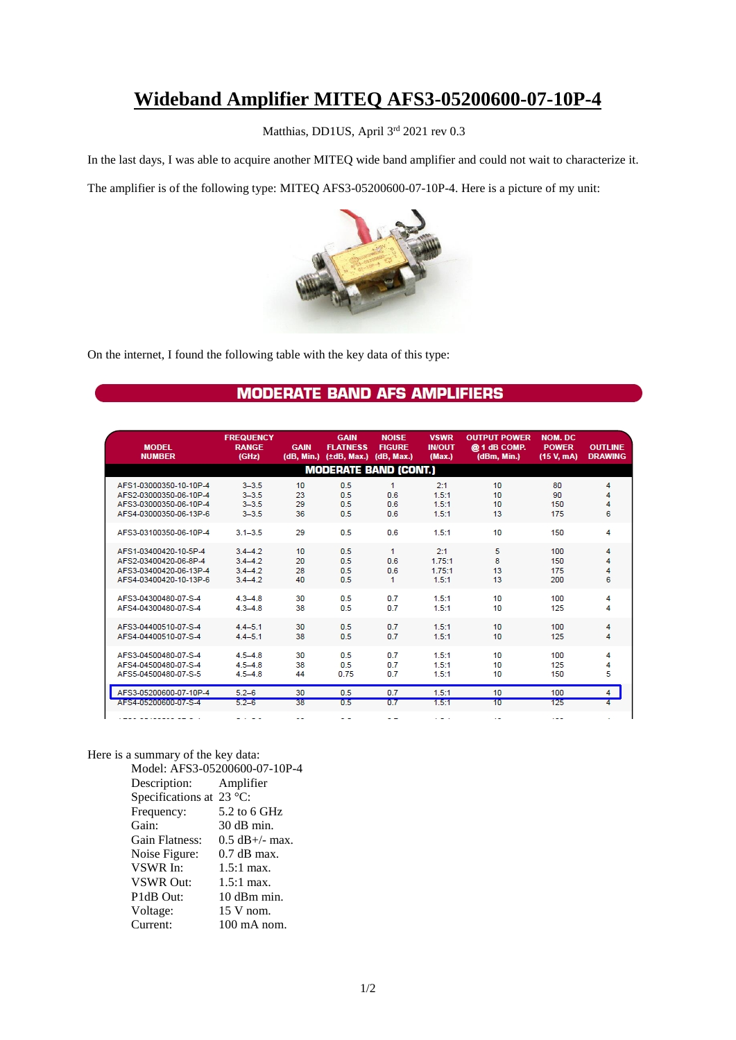# Wideband Amplifier MITEQ AFS3-05200600-07-10P-4

Matthias, DD1US, April 3rd 2021 rev 0.3

In the last days, I was able to acquire another MITEQ wide band amplifier and could not wait to characterize it.

The amplifier is of the following type: MITEQ AFS3-05200600-07-10P-4. Here is a picture of my unit:

On the internet, I found the following table with the key data of this type:

**MODERATE BAND AFS AMPLIFIERS**

| MODEL NUMBER | FREQUENCY RANGE (GHz) | GAIN (dB, Min.) | GAIN FLATNESS (±dB, Max.) | NOISE FIGURE (dB, Max.) | VSWR IN/OUT (Max.) | OUTPUT POWER @ 1 dB COMP. (dBm, Min.) | NOM. DC POWER (15 V, mA) | OUTLINE DRAWING |
|---|---|---|---|---|---|---|---|---|
| **MODERATE BAND (CONT.)** | | | | | | | | |
| AFS1-03000350-10-10P-4 | 3–3.5 | 10 | 0.5 | 1 | 2:1 | 10 | 80 | 4 |
| AFS2-03000350-06-10P-4 | 3–3.5 | 23 | 0.5 | 0.6 | 1.5:1 | 10 | 90 | 4 |
| AFS3-03000350-06-10P-4 | 3–3.5 | 29 | 0.5 | 0.6 | 1.5:1 | 10 | 150 | 4 |
| AFS4-03000350-06-13P-6 | 3–3.5 | 36 | 0.5 | 0.6 | 1.5:1 | 13 | 175 | 6 |
| AFS3-03100350-06-10P-4 | 3.1–3.5 | 29 | 0.5 | 0.6 | 1.5:1 | 10 | 150 | 4 |
| AFS1-03400420-10-5P-4 | 3.4–4.2 | 10 | 0.5 | 1 | 2:1 | 5 | 100 | 4 |
| AFS2-03400420-06-8P-4 | 3.4–4.2 | 20 | 0.5 | 0.6 | 1.75:1 | 8 | 150 | 4 |
| AFS3-03400420-06-13P-4 | 3.4–4.2 | 28 | 0.5 | 0.6 | 1.75:1 | 13 | 175 | 4 |
| AFS4-03400420-10-13P-6 | 3.4–4.2 | 40 | 0.5 | 1 | 1.5:1 | 13 | 200 | 6 |
| AFS3-04300480-07-S-4 | 4.3–4.8 | 30 | 0.5 | 0.7 | 1.5:1 | 10 | 100 | 4 |
| AFS4-04300480-07-S-4 | 4.3–4.8 | 38 | 0.5 | 0.7 | 1.5:1 | 10 | 125 | 4 |
| AFS3-04400510-07-S-4 | 4.4–5.1 | 30 | 0.5 | 0.7 | 1.5:1 | 10 | 100 | 4 |
| AFS4-04400510-07-S-4 | 4.4–5.1 | 38 | 0.5 | 0.7 | 1.5:1 | 10 | 125 | 4 |
| AFS3-04500480-07-S-4 | 4.5–4.8 | 30 | 0.5 | 0.7 | 1.5:1 | 10 | 100 | 4 |
| AFS4-04500480-07-S-4 | 4.5–4.8 | 38 | 0.5 | 0.7 | 1.5:1 | 10 | 125 | 4 |
| AFS5-04500480-07-S-5 | 4.5–4.8 | 44 | 0.75 | 0.7 | 1.5:1 | 10 | 150 | 5 |
| AFS3-05200600-07-10P-4 | 5.2–6 | 30 | 0.5 | 0.7 | 1.5:1 | 10 | 100 | 4 |
| AFS4-05200600-07-S-4 | 5.2–6 | 38 | 0.5 | 0.7 | 1.5:1 | 10 | 125 | 4 |

Here is a summary of the key data:

- Model: AFS3-05200600-07-10P-4
- Description: Amplifier
- Specifications at 23 °C:
- Frequency: 5.2 to 6 GHz
- Gain: 30 dB min.
- Gain Flatness: 0.5 dB+/- max.
- Noise Figure: 0.7 dB max.
- VSWR In: 1.5:1 max.
- VSWR Out: 1.5:1 max.
- P1dB Out: 10 dBm min.
- Voltage: 15 V nom.
- Current: 100 mA nom.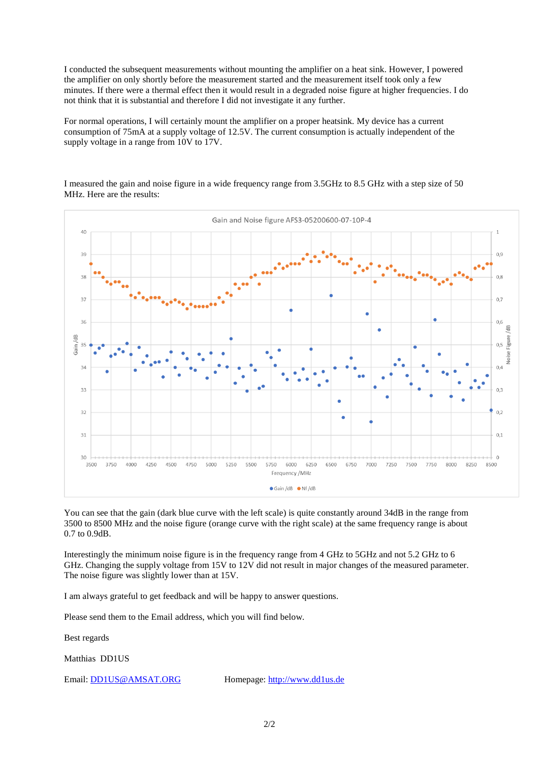I conducted the subsequent measurements without mounting the amplifier on a heat sink. However, I powered the amplifier on only shortly before the measurement started and the measurement itself took only a few minutes. If there were a thermal effect then it would result in a degraded noise figure at higher frequencies. I do not think that it is substantial and therefore I did not investigate it any further.

For normal operations, I will certainly mount the amplifier on a proper heatsink. My device has a current consumption of 75mA at a supply voltage of 12.5V. The current consumption is actually independent of the supply voltage in a range from 10V to 17V.

I measured the gain and noise figure in a wide frequency range from 3.5GHz to 8.5 GHz with a step size of 50 MHz. Here are the results:

Gain and Noise figure AFS3-05200600-07-10P-4

Gain /dB

40
39
38
37
36
35
34
33
32
31
30

Noise Figure /dB

1
0,9
0,8
0,7
0,6
0,5
0,4
0,3
0,2
0,1
0

3500 3750 4000 4250 4500 4750 5000 5250 5500 5750 6000 6250 6500 6750 7000 7250 7500 7750 8000 8250 8500

Frequency /MHz

Gain /dB    Nf /dB

You can see that the gain (dark blue curve with the left scale) is quite constantly around 34dB in the range from 3500 to 8500 MHz and the noise figure (orange curve with the right scale) at the same frequency range is about 0.7 to 0.9dB.

Interestingly the minimum noise figure is in the frequency range from 4 GHz to 5GHz and not 5.2 GHz to 6 GHz. Changing the supply voltage from 15V to 12V did not result in major changes of the measured parameter. The noise figure was slightly lower than at 15V.

I am always grateful to get feedback and will be happy to answer questions.

Please send them to the Email address, which you will find below.

Best regards

Matthias DD1US

Email: DD1US@AMSAT.ORG        Homepage: http://www.dd1us.de